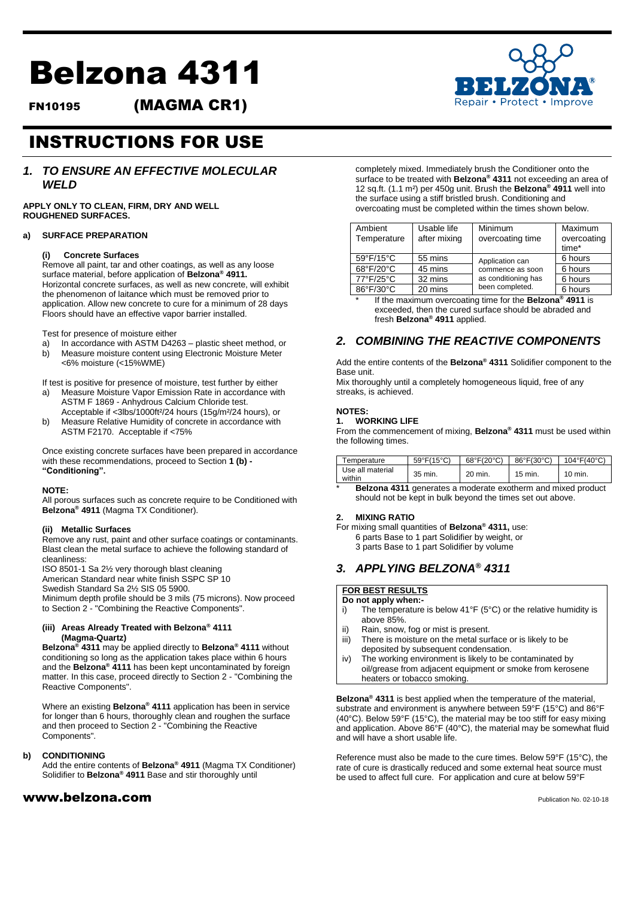# Belzona 4311

**FN10195 (MAGMA CR1)**

# INSTRUCTIONS FOR USE

## *1. TO ENSURE AN EFFECTIVE MOLECULAR WELD*

**APPLY ONLY TO CLEAN, FIRM, DRY AND WELL ROUGHENED SURFACES.**

### a) SURFACE PREPARATION

#### (i) Concrete Surfaces

Remove all paint, tar and other coatings, as well as any loose surface material, before application of **Belzona® 4911.** Horizontal concrete surfaces, as well as new concrete, will exhibit the phenomenon of laitance which must be removed prior to application. Allow new concrete to cure for a minimum of 28 days Floors should have an effective vapor barrier installed.

Test for presence of moisture either

a) In accordance with ASTM D4263 – plastic sheet method, or
b) Measure moisture content using Electronic Moisture Meter <6% moisture (<15%WME)

If test is positive for presence of moisture, test further by either

a) Measure Moisture Vapor Emission Rate in accordance with ASTM F 1869 - Anhydrous Calcium Chloride test. Acceptable if <3lbs/1000ft²/24 hours (15g/m²/24 hours), or
b) Measure Relative Humidity of concrete in accordance with ASTM F2170. Acceptable if <75%

Once existing concrete surfaces have been prepared in accordance with these recommendations, proceed to Section **1 (b) - "Conditioning".**

**NOTE:**
All porous surfaces such as concrete require to be Conditioned with **Belzona® 4911** (Magma TX Conditioner).

#### (ii) Metallic Surfaces

Remove any rust, paint and other surface coatings or contaminants. Blast clean the metal surface to achieve the following standard of cleanliness:

ISO 8501-1 Sa 2½ very thorough blast cleaning
American Standard near white finish SSPC SP 10
Swedish Standard Sa 2½ SIS 05 5900.

Minimum depth profile should be 3 mils (75 microns). Now proceed to Section 2 - "Combining the Reactive Components".

#### (iii) Areas Already Treated with Belzona® 4111 (Magma-Quartz)

**Belzona® 4311** may be applied directly to **Belzona® 4111** without conditioning so long as the application takes place within 6 hours and the **Belzona® 4111** has been kept uncontaminated by foreign matter. In this case, proceed directly to Section 2 - "Combining the Reactive Components".

Where an existing **Belzona® 4111** application has been in service for longer than 6 hours, thoroughly clean and roughen the surface and then proceed to Section 2 - "Combining the Reactive Components".

### b) CONDITIONING

Add the entire contents of **Belzona® 4911** (Magma TX Conditioner) Solidifier to **Belzona® 4911** Base and stir thoroughly until completely mixed. Immediately brush the Conditioner onto the surface to be treated with **Belzona® 4311** not exceeding an area of 12 sq.ft. (1.1 m²) per 450g unit. Brush the **Belzona® 4911** well into the surface using a stiff bristled brush. Conditioning and overcoating must be completed within the times shown below.

| Ambient Temperature | Usable life after mixing | Minimum overcoating time | Maximum overcoating time* |
|---|---|---|---|
| 59°F/15°C | 55 mins | Application can commence as soon as conditioning has been completed. | 6 hours |
| 68°F/20°C | 45 mins | | 6 hours |
| 77°F/25°C | 32 mins | | 6 hours |
| 86°F/30°C | 20 mins | | 6 hours |

\* If the maximum overcoating time for the **Belzona® 4911** is exceeded, then the cured surface should be abraded and fresh **Belzona® 4911** applied.

## *2. COMBINING THE REACTIVE COMPONENTS*

Add the entire contents of the **Belzona® 4311** Solidifier component to the Base unit.

Mix thoroughly until a completely homogeneous liquid, free of any streaks, is achieved.

**NOTES:**

**1. WORKING LIFE**

From the commencement of mixing, **Belzona® 4311** must be used within the following times.

| Temperature | 59°F(15°C) | 68°F(20°C) | 86°F(30°C) | 104°F(40°C) |
|---|---|---|---|---|
| Use all material within | 35 min. | 20 min. | 15 min. | 10 min. |

\* **Belzona 4311** generates a moderate exotherm and mixed product should not be kept in bulk beyond the times set out above.

**2. MIXING RATIO**

For mixing small quantities of **Belzona® 4311,** use:
6 parts Base to 1 part Solidifier by weight, or
3 parts Base to 1 part Solidifier by volume

## *3. APPLYING BELZONA® 4311*

**FOR BEST RESULTS**
**Do not apply when:-**

i) The temperature is below 41°F (5°C) or the relative humidity is above 85%.
ii) Rain, snow, fog or mist is present.
iii) There is moisture on the metal surface or is likely to be deposited by subsequent condensation.
iv) The working environment is likely to be contaminated by oil/grease from adjacent equipment or smoke from kerosene heaters or tobacco smoking.

**Belzona® 4311** is best applied when the temperature of the material, substrate and environment is anywhere between 59°F (15°C) and 86°F (40°C). Below 59°F (15°C), the material may be too stiff for easy mixing and application. Above 86°F (40°C), the material may be somewhat fluid and will have a short usable life.

Reference must also be made to the cure times. Below 59°F (15°C), the rate of cure is drastically reduced and some external heat source must be used to affect full cure. For application and cure at below 59°F

www.belzona.com

Publication No. 02-10-18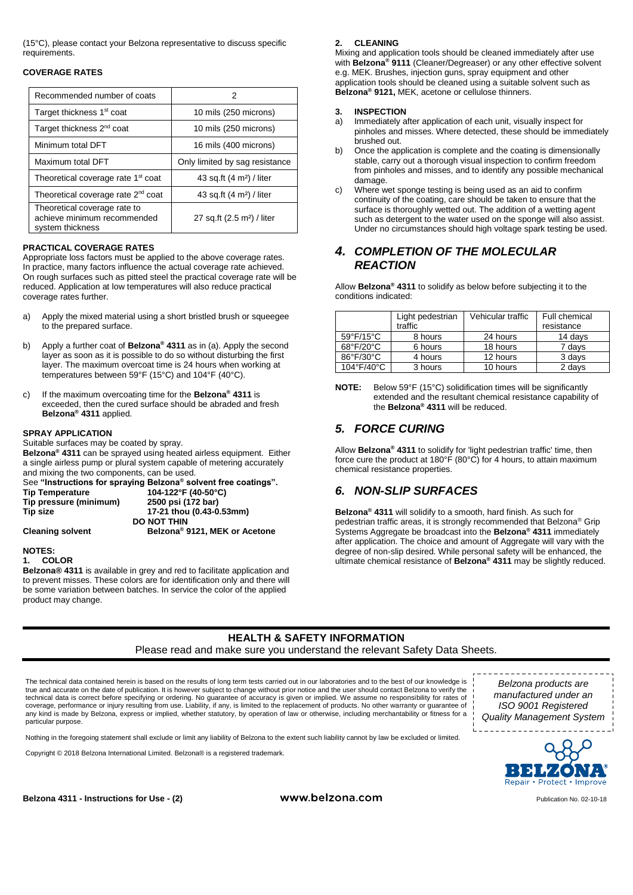(15°C), please contact your Belzona representative to discuss specific requirements.

**COVERAGE RATES**

| | |
|---|---|
| Recommended number of coats | 2 |
| Target thickness 1st coat | 10 mils (250 microns) |
| Target thickness 2nd coat | 10 mils (250 microns) |
| Minimum total DFT | 16 mils (400 microns) |
| Maximum total DFT | Only limited by sag resistance |
| Theoretical coverage rate 1st coat | 43 sq.ft (4 m²) / liter |
| Theoretical coverage rate 2nd coat | 43 sq.ft (4 m²) / liter |
| Theoretical coverage rate to achieve minimum recommended system thickness | 27 sq.ft (2.5 m²) / liter |

**PRACTICAL COVERAGE RATES**

Appropriate loss factors must be applied to the above coverage rates. In practice, many factors influence the actual coverage rate achieved. On rough surfaces such as pitted steel the practical coverage rate will be reduced. Application at low temperatures will also reduce practical coverage rates further.

a) Apply the mixed material using a short bristled brush or squeegee to the prepared surface.

b) Apply a further coat of **Belzona® 4311** as in (a). Apply the second layer as soon as it is possible to do so without disturbing the first layer. The maximum overcoat time is 24 hours when working at temperatures between 59°F (15°C) and 104°F (40°C).

c) If the maximum overcoating time for the **Belzona® 4311** is exceeded, then the cured surface should be abraded and fresh **Belzona® 4311** applied.

**SPRAY APPLICATION**

Suitable surfaces may be coated by spray.

**Belzona® 4311** can be sprayed using heated airless equipment. Either a single airless pump or plural system capable of metering accurately and mixing the two components, can be used.

See **"Instructions for spraying Belzona® solvent free coatings".**

| | |
|---|---|
| **Tip Temperature** | **104-122°F (40-50°C)** |
| **Tip pressure (minimum)** | **2500 psi (172 bar)** |
| **Tip size** | **17-21 thou (0.43-0.53mm)** |
| | **DO NOT THIN** |
| **Cleaning solvent** | **Belzona® 9121, MEK or Acetone** |

**NOTES:**

**1. COLOR**

**Belzona® 4311** is available in grey and red to facilitate application and to prevent misses. These colors are for identification only and there will be some variation between batches. In service the color of the applied product may change.

**2. CLEANING**

Mixing and application tools should be cleaned immediately after use with **Belzona® 9111** (Cleaner/Degreaser) or any other effective solvent e.g. MEK. Brushes, injection guns, spray equipment and other application tools should be cleaned using a suitable solvent such as **Belzona® 9121,** MEK, acetone or cellulose thinners.

**3. INSPECTION**

a) Immediately after application of each unit, visually inspect for pinholes and misses. Where detected, these should be immediately brushed out.

b) Once the application is complete and the coating is dimensionally stable, carry out a thorough visual inspection to confirm freedom from pinholes and misses, and to identify any possible mechanical damage.

c) Where wet sponge testing is being used as an aid to confirm continuity of the coating, care should be taken to ensure that the surface is thoroughly wetted out. The addition of a wetting agent such as detergent to the water used on the sponge will also assist. Under no circumstances should high voltage spark testing be used.

## *4. COMPLETION OF THE MOLECULAR REACTION*

Allow **Belzona® 4311** to solidify as below before subjecting it to the conditions indicated:

| | Light pedestrian traffic | Vehicular traffic | Full chemical resistance |
|---|---|---|---|
| 59°F/15°C | 8 hours | 24 hours | 14 days |
| 68°F/20°C | 6 hours | 18 hours | 7 days |
| 86°F/30°C | 4 hours | 12 hours | 3 days |
| 104°F/40°C | 3 hours | 10 hours | 2 days |

**NOTE:** Below 59°F (15°C) solidification times will be significantly extended and the resultant chemical resistance capability of the **Belzona® 4311** will be reduced.

## *5. FORCE CURING*

Allow **Belzona® 4311** to solidify for 'light pedestrian traffic' time, then force cure the product at 180°F (80°C) for 4 hours, to attain maximum chemical resistance properties.

## *6. NON-SLIP SURFACES*

**Belzona® 4311** will solidify to a smooth, hard finish. As such for pedestrian traffic areas, it is strongly recommended that Belzona® Grip Systems Aggregate be broadcast into the **Belzona® 4311** immediately after application. The choice and amount of Aggregate will vary with the degree of non-slip desired. While personal safety will be enhanced, the ultimate chemical resistance of **Belzona® 4311** may be slightly reduced.

**HEALTH & SAFETY INFORMATION**

Please read and make sure you understand the relevant Safety Data Sheets.

The technical data contained herein is based on the results of long term tests carried out in our laboratories and to the best of our knowledge is true and accurate on the date of publication. It is however subject to change without prior notice and the user should contact Belzona to verify the technical data is correct before specifying or ordering. No guarantee of accuracy is given or implied. We assume no responsibility for rates of coverage, performance or injury resulting from use. Liability, if any, is limited to the replacement of products. No other warranty or guarantee of any kind is made by Belzona, express or implied, whether statutory, by operation of law or otherwise, including merchantability or fitness for a particular purpose.

Nothing in the foregoing statement shall exclude or limit any liability of Belzona to the extent such liability cannot by law be excluded or limited.

Copyright © 2018 Belzona International Limited. Belzona® is a registered trademark.

*Belzona products are manufactured under an ISO 9001 Registered Quality Management System*

BELZONA® Repair • Protect • Improve

**Belzona 4311 - Instructions for Use - (2)** www.belzona.com Publication No. 02-10-18